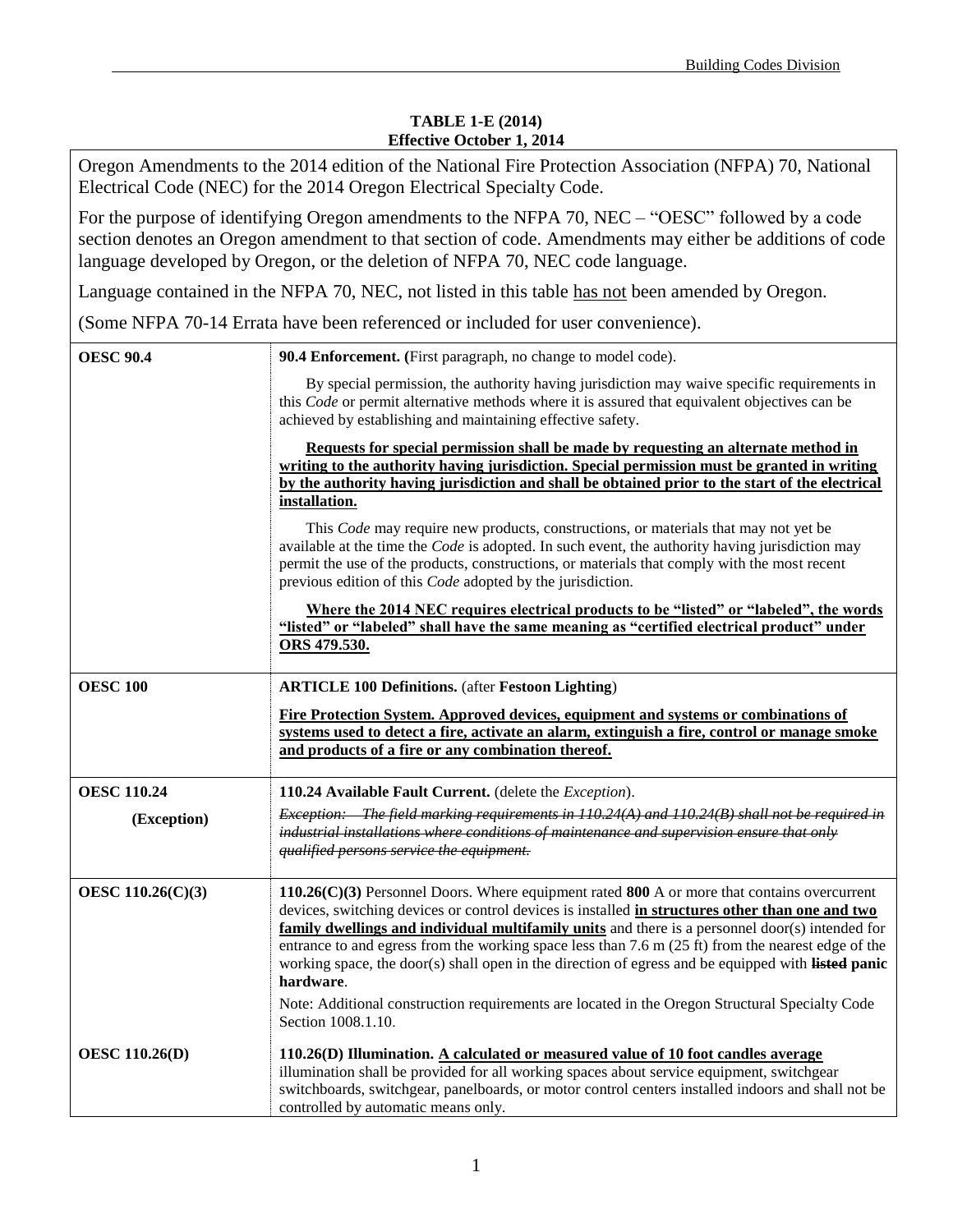**TABLE 1-E (2014)**
**Effective October 1, 2014**

Oregon Amendments to the 2014 edition of the National Fire Protection Association (NFPA) 70, National Electrical Code (NEC) for the 2014 Oregon Electrical Specialty Code.

For the purpose of identifying Oregon amendments to the NFPA 70, NEC – "OESC" followed by a code section denotes an Oregon amendment to that section of code. Amendments may either be additions of code language developed by Oregon, or the deletion of NFPA 70, NEC code language.

Language contained in the NFPA 70, NEC, not listed in this table <u>has not</u> been amended by Oregon.

(Some NFPA 70-14 Errata have been referenced or included for user convenience).

| | |
|---|---|
| **OESC 90.4** | **90.4 Enforcement. (**First paragraph, no change to model code).<br><br>By special permission, the authority having jurisdiction may waive specific requirements in this *Code* or permit alternative methods where it is assured that equivalent objectives can be achieved by establishing and maintaining effective safety.<br><br>**<u>Requests for special permission shall be made by requesting an alternate method in writing to the authority having jurisdiction. Special permission must be granted in writing by the authority having jurisdiction and shall be obtained prior to the start of the electrical installation.</u>**<br><br>This *Code* may require new products, constructions, or materials that may not yet be available at the time the *Code* is adopted. In such event, the authority having jurisdiction may permit the use of the products, constructions, or materials that comply with the most recent previous edition of this *Code* adopted by the jurisdiction.<br><br>**<u>Where the 2014 NEC requires electrical products to be "listed" or "labeled", the words "listed" or "labeled" shall have the same meaning as "certified electrical product" under ORS 479.530.</u>** |
| **OESC 100** | **ARTICLE 100 Definitions.** (after **Festoon Lighting**)<br><br>**<u>Fire Protection System. Approved devices, equipment and systems or combinations of systems used to detect a fire, activate an alarm, extinguish a fire, control or manage smoke and products of a fire or any combination thereof.</u>** |
| **OESC 110.24**<br><br>**(Exception)** | **110.24 Available Fault Current.** (delete the *Exception*).<br><br>~~*Exception: The field marking requirements in 110.24(A) and 110.24(B) shall not be required in industrial installations where conditions of maintenance and supervision ensure that only qualified persons service the equipment.*~~ |
| **OESC 110.26(C)(3)** | **110.26(C)(3)** Personnel Doors. Where equipment rated **800** A or more that contains overcurrent devices, switching devices or control devices is installed **<u>in structures other than one and two family dwellings and individual multifamily units</u>** and there is a personnel door(s) intended for entrance to and egress from the working space less than 7.6 m (25 ft) from the nearest edge of the working space, the door(s) shall open in the direction of egress and be equipped with ~~**listed**~~ **panic hardware**.<br><br>Note: Additional construction requirements are located in the Oregon Structural Specialty Code Section 1008.1.10. |
| **OESC 110.26(D)** | **110.26(D) Illumination. <u>A calculated or measured value of 10 foot candles average</u>** illumination shall be provided for all working spaces about service equipment, switchgear switchboards, switchgear, panelboards, or motor control centers installed indoors and shall not be controlled by automatic means only. |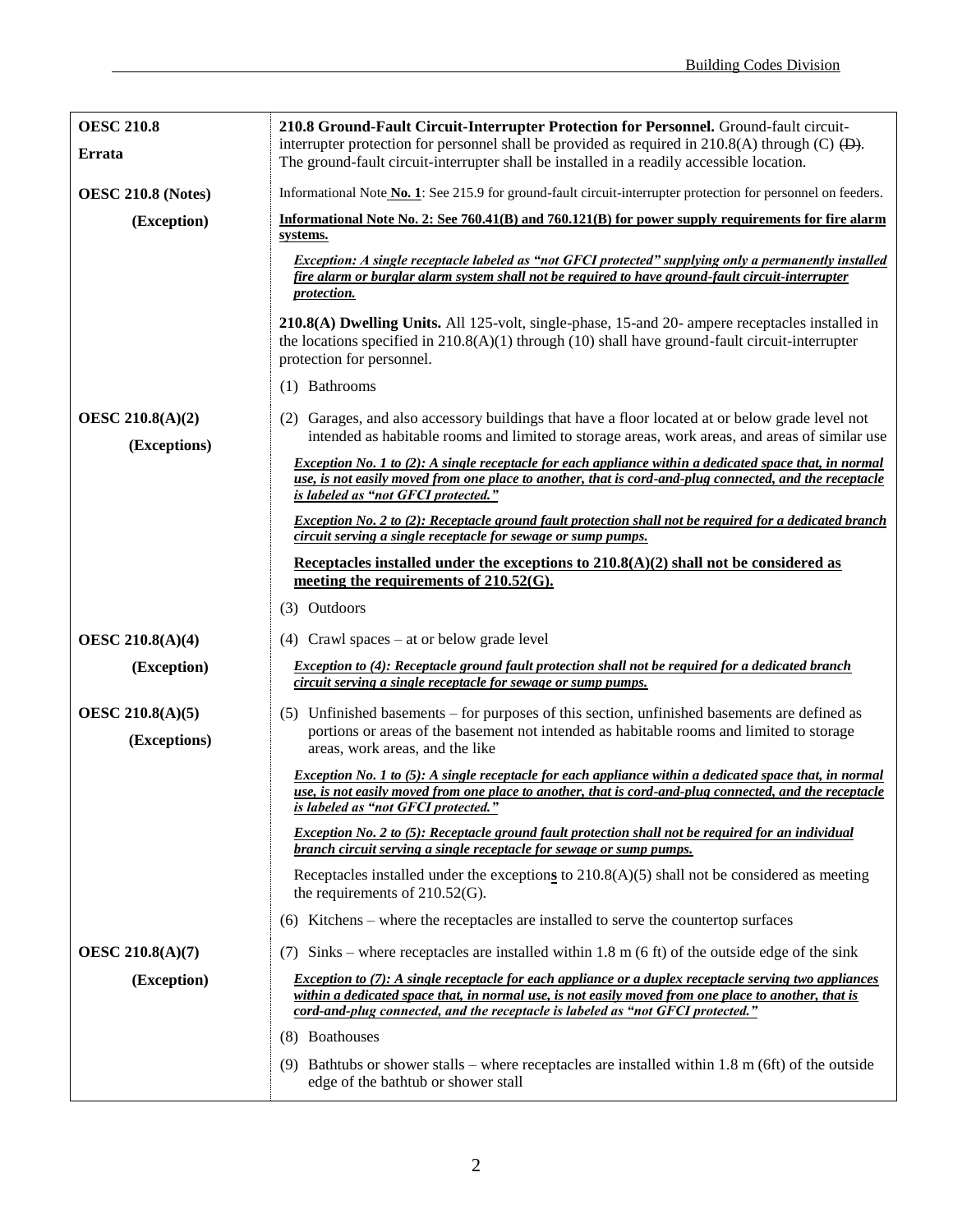| | |
|---|---|
| **OESC 210.8**<br>**Errata** | **210.8 Ground-Fault Circuit-Interrupter Protection for Personnel.** Ground-fault circuit-interrupter protection for personnel shall be provided as required in 210.8(A) through (C) ~~(D)~~. The ground-fault circuit-interrupter shall be installed in a readily accessible location. |
| **OESC 210.8 (Notes)** | Informational Note **No. 1**: See 215.9 for ground-fault circuit-interrupter protection for personnel on feeders. |
| **(Exception)** | **Informational Note No. 2: See 760.41(B) and 760.121(B) for power supply requirements for fire alarm systems.** |
| | ***Exception: A single receptacle labeled as "not GFCI protected" supplying only a permanently installed fire alarm or burglar alarm system shall not be required to have ground-fault circuit-interrupter protection.*** |
| | **210.8(A) Dwelling Units.** All 125-volt, single-phase, 15-and 20- ampere receptacles installed in the locations specified in 210.8(A)(1) through (10) shall have ground-fault circuit-interrupter protection for personnel. |
| | (1) Bathrooms |
| **OESC 210.8(A)(2)**<br>**(Exceptions)** | (2) Garages, and also accessory buildings that have a floor located at or below grade level not intended as habitable rooms and limited to storage areas, work areas, and areas of similar use |
| | ***Exception No. 1 to (2): A single receptacle for each appliance within a dedicated space that, in normal use, is not easily moved from one place to another, that is cord-and-plug connected, and the receptacle is labeled as "not GFCI protected."*** |
| | ***Exception No. 2 to (2): Receptacle ground fault protection shall not be required for a dedicated branch circuit serving a single receptacle for sewage or sump pumps.*** |
| | **Receptacles installed under the exceptions to 210.8(A)(2) shall not be considered as meeting the requirements of 210.52(G).** |
| | (3) Outdoors |
| **OESC 210.8(A)(4)** | (4) Crawl spaces – at or below grade level |
| **(Exception)** | ***Exception to (4): Receptacle ground fault protection shall not be required for a dedicated branch circuit serving a single receptacle for sewage or sump pumps.*** |
| **OESC 210.8(A)(5)**<br>**(Exceptions)** | (5) Unfinished basements – for purposes of this section, unfinished basements are defined as portions or areas of the basement not intended as habitable rooms and limited to storage areas, work areas, and the like |
| | ***Exception No. 1 to (5): A single receptacle for each appliance within a dedicated space that, in normal use, is not easily moved from one place to another, that is cord-and-plug connected, and the receptacle is labeled as "not GFCI protected."*** |
| | ***Exception No. 2 to (5): Receptacle ground fault protection shall not be required for an individual branch circuit serving a single receptacle for sewage or sump pumps.*** |
| | Receptacles installed under the exception**s** to 210.8(A)(5) shall not be considered as meeting the requirements of 210.52(G). |
| | (6) Kitchens – where the receptacles are installed to serve the countertop surfaces |
| **OESC 210.8(A)(7)** | (7) Sinks – where receptacles are installed within 1.8 m (6 ft) of the outside edge of the sink |
| **(Exception)** | ***Exception to (7): A single receptacle for each appliance or a duplex receptacle serving two appliances within a dedicated space that, in normal use, is not easily moved from one place to another, that is cord-and-plug connected, and the receptacle is labeled as "not GFCI protected."*** |
| | (8) Boathouses |
| | (9) Bathtubs or shower stalls – where receptacles are installed within 1.8 m (6ft) of the outside edge of the bathtub or shower stall |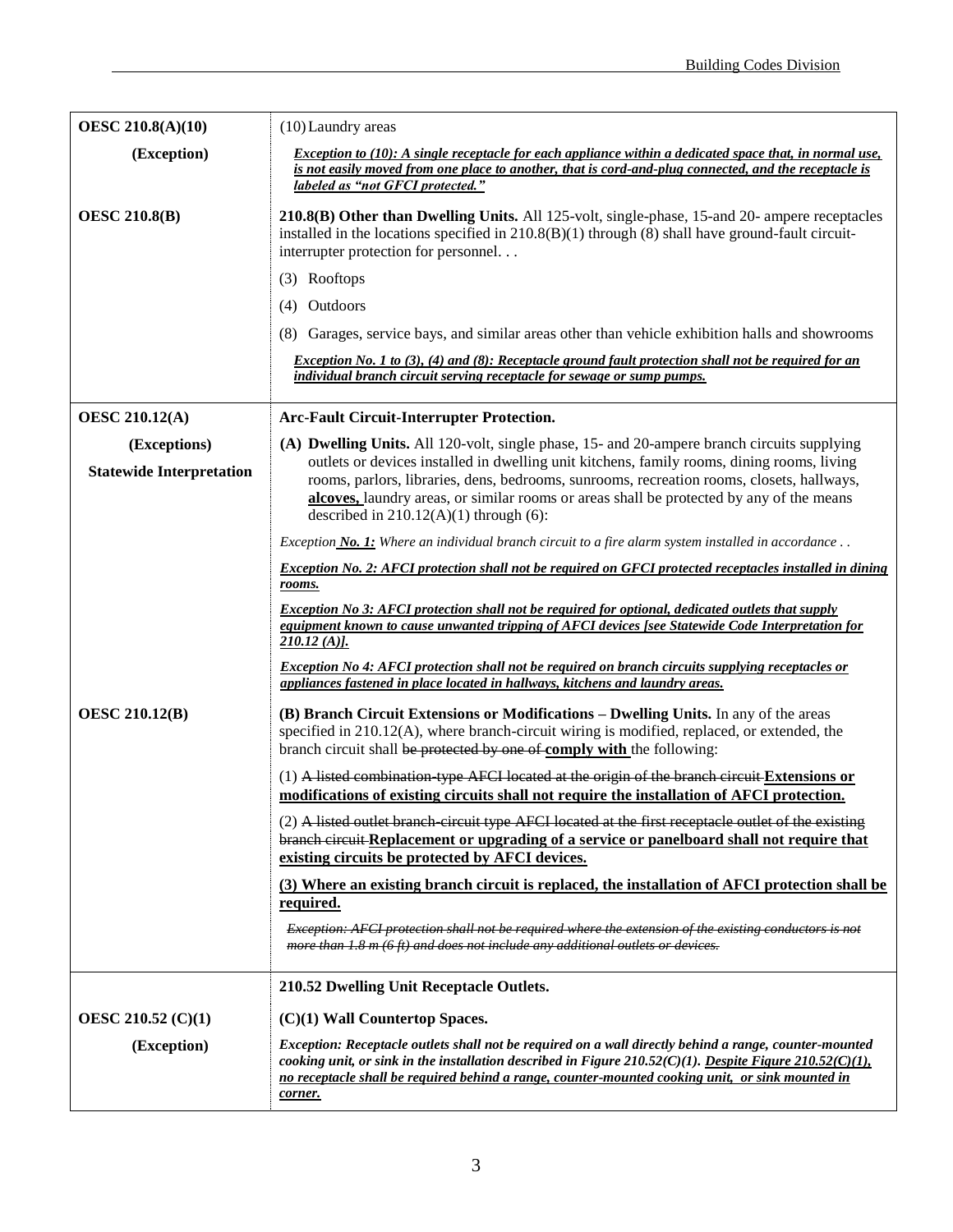| | |
|---|---|
| **OESC 210.8(A)(10)** | (10) Laundry areas |
| **(Exception)** | ***<u>Exception to (10): A single receptacle for each appliance within a dedicated space that, in normal use, is not easily moved from one place to another, that is cord-and-plug connected, and the receptacle is labeled as "not GFCI protected."</u>*** |
| **OESC 210.8(B)** | **210.8(B) Other than Dwelling Units.** All 125-volt, single-phase, 15-and 20- ampere receptacles installed in the locations specified in 210.8(B)(1) through (8) shall have ground-fault circuit-interrupter protection for personnel. . . |
| | (3) Rooftops |
| | (4) Outdoors |
| | (8) Garages, service bays, and similar areas other than vehicle exhibition halls and showrooms |
| | ***<u>Exception No. 1 to (3), (4) and (8): Receptacle ground fault protection shall not be required for an individual branch circuit serving receptacle for sewage or sump pumps.</u>*** |
| **OESC 210.12(A)** | **Arc-Fault Circuit-Interrupter Protection.** |
| **(Exceptions)**<br>**Statewide Interpretation** | **(A) Dwelling Units.** All 120-volt, single phase, 15- and 20-ampere branch circuits supplying outlets or devices installed in dwelling unit kitchens, family rooms, dining rooms, living rooms, parlors, libraries, dens, bedrooms, sunrooms, recreation rooms, closets, hallways, **<u>alcoves,</u>** laundry areas, or similar rooms or areas shall be protected by any of the means described in 210.12(A)(1) through (6): |
| | *Exception **<u>No. 1:</u>** Where an individual branch circuit to a fire alarm system installed in accordance . .* |
| | ***<u>Exception No. 2: AFCI protection shall not be required on GFCI protected receptacles installed in dining rooms.</u>*** |
| | ***<u>Exception No 3: AFCI protection shall not be required for optional, dedicated outlets that supply equipment known to cause unwanted tripping of AFCI devices [see Statewide Code Interpretation for 210.12 (A)].</u>*** |
| | ***<u>Exception No 4: AFCI protection shall not be required on branch circuits supplying receptacles or appliances fastened in place located in hallways, kitchens and laundry areas.</u>*** |
| **OESC 210.12(B)** | **(B) Branch Circuit Extensions or Modifications – Dwelling Units.** In any of the areas specified in 210.12(A), where branch-circuit wiring is modified, replaced, or extended, the branch circuit shall ~~be protected by one of~~ **<u>comply with</u>** the following: |
| | (1) ~~A listed combination-type AFCI located at the origin of the branch circuit~~ **<u>Extensions or modifications of existing circuits shall not require the installation of AFCI protection.</u>** |
| | (2) ~~A listed outlet branch-circuit type AFCI located at the first receptacle outlet of the existing branch circuit~~ **<u>Replacement or upgrading of a service or panelboard shall not require that existing circuits be protected by AFCI devices.</u>** |
| | **<u>(3) Where an existing branch circuit is replaced, the installation of AFCI protection shall be required.</u>** |
| | *~~Exception: AFCI protection shall not be required where the extension of the existing conductors is not more than 1.8 m (6 ft) and does not include any additional outlets or devices.~~* |
| | **210.52 Dwelling Unit Receptacle Outlets.** |
| **OESC 210.52 (C)(1)** | **(C)(1) Wall Countertop Spaces.** |
| **(Exception)** | ***Exception: Receptacle outlets shall not be required on a wall directly behind a range, counter-mounted cooking unit, or sink in the installation described in Figure 210.52(C)(1). <u>Despite Figure 210.52(C)(1), no receptacle shall be required behind a range, counter-mounted cooking unit, or sink mounted in corner.</u>*** |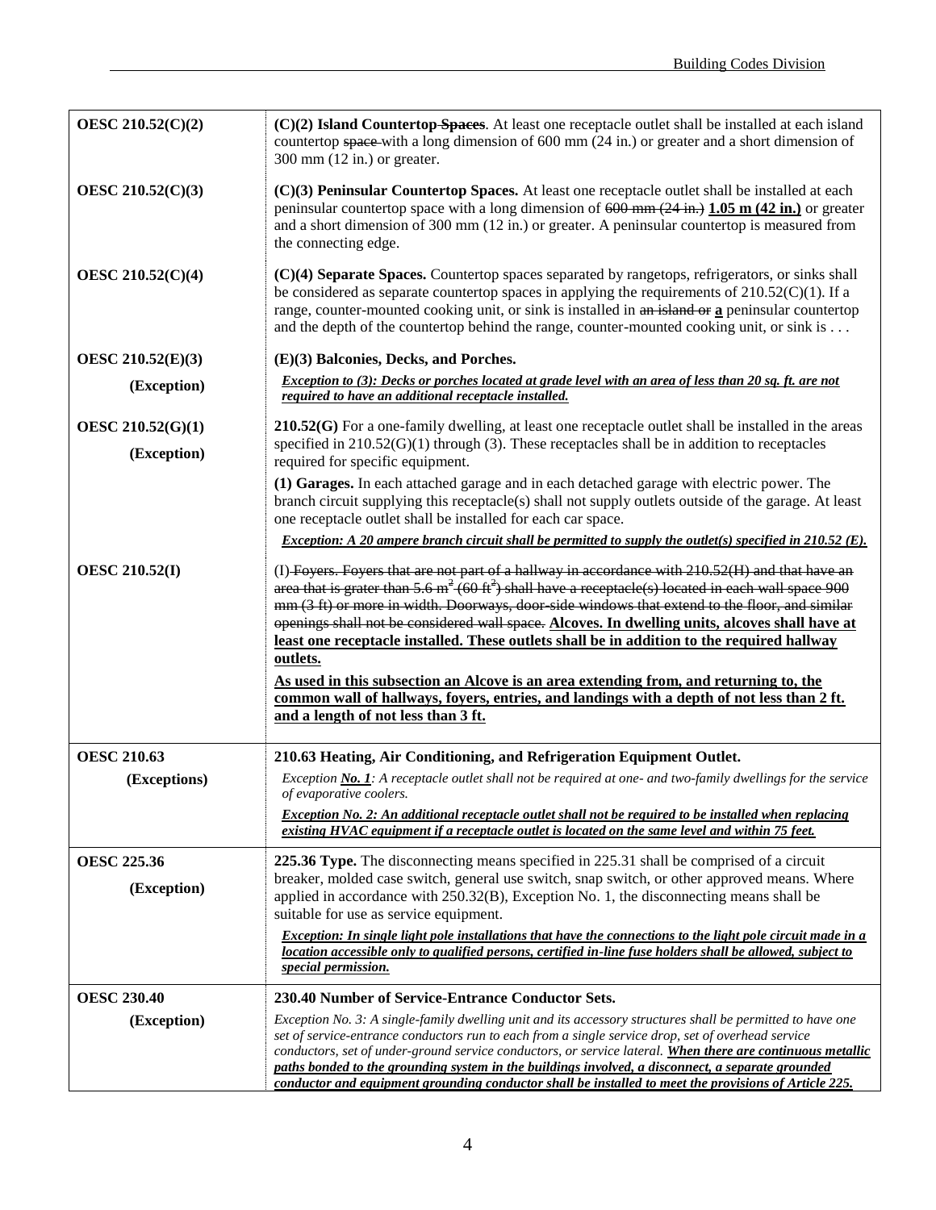| | |
|---|---|
| **OESC 210.52(C)(2)** | **(C)(2) Island Countertop ~~Spaces~~**. At least one receptacle outlet shall be installed at each island countertop ~~space~~ with a long dimension of 600 mm (24 in.) or greater and a short dimension of 300 mm (12 in.) or greater. |
| **OESC 210.52(C)(3)** | **(C)(3) Peninsular Countertop Spaces.** At least one receptacle outlet shall be installed at each peninsular countertop space with a long dimension of ~~600 mm (24 in.)~~ **<u>1.05 m (42 in.)</u>** or greater and a short dimension of 300 mm (12 in.) or greater. A peninsular countertop is measured from the connecting edge. |
| **OESC 210.52(C)(4)** | **(C)(4) Separate Spaces.** Countertop spaces separated by rangetops, refrigerators, or sinks shall be considered as separate countertop spaces in applying the requirements of 210.52(C)(1). If a range, counter-mounted cooking unit, or sink is installed in ~~an island or~~ **<u>a</u>** peninsular countertop and the depth of the countertop behind the range, counter-mounted cooking unit, or sink is . . . |
| **OESC 210.52(E)(3)**<br><br>**(Exception)** | **(E)(3) Balconies, Decks, and Porches.**<br><br>***<u>Exception to (3): Decks or porches located at grade level with an area of less than 20 sq. ft. are not required to have an additional receptacle installed.</u>*** |
| **OESC 210.52(G)(1)**<br><br>**(Exception)** | **210.52(G)** For a one-family dwelling, at least one receptacle outlet shall be installed in the areas specified in 210.52(G)(1) through (3). These receptacles shall be in addition to receptacles required for specific equipment.<br><br>**(1) Garages.** In each attached garage and in each detached garage with electric power. The branch circuit supplying this receptacle(s) shall not supply outlets outside of the garage. At least one receptacle outlet shall be installed for each car space.<br><br>***<u>Exception: A 20 ampere branch circuit shall be permitted to supply the outlet(s) specified in 210.52 (E).</u>*** |
| **OESC 210.52(I)** | (I) ~~Foyers. Foyers that are not part of a hallway in accordance with 210.52(H) and that have an area that is grater than 5.6 m² (60 ft²) shall have a receptacle(s) located in each wall space 900 mm (3 ft) or more in width. Doorways, door-side windows that extend to the floor, and similar openings shall not be considered wall space.~~ **<u>Alcoves. In dwelling units, alcoves shall have at least one receptacle installed. These outlets shall be in addition to the required hallway outlets.</u>**<br><br>**<u>As used in this subsection an Alcove is an area extending from, and returning to, the common wall of hallways, foyers, entries, and landings with a depth of not less than 2 ft. and a length of not less than 3 ft.</u>** |
| **OESC 210.63**<br><br>**(Exceptions)** | **210.63 Heating, Air Conditioning, and Refrigeration Equipment Outlet.**<br><br>*Exception **<u>No. 1</u>**: A receptacle outlet shall not be required at one- and two-family dwellings for the service of evaporative coolers.*<br><br>***<u>Exception No. 2: An additional receptacle outlet shall not be required to be installed when replacing existing HVAC equipment if a receptacle outlet is located on the same level and within 75 feet.</u>*** |
| **OESC 225.36**<br><br>**(Exception)** | **225.36 Type.** The disconnecting means specified in 225.31 shall be comprised of a circuit breaker, molded case switch, general use switch, snap switch, or other approved means. Where applied in accordance with 250.32(B), Exception No. 1, the disconnecting means shall be suitable for use as service equipment.<br><br>***<u>Exception: In single light pole installations that have the connections to the light pole circuit made in a location accessible only to qualified persons, certified in-line fuse holders shall be allowed, subject to special permission.</u>*** |
| **OESC 230.40**<br><br>**(Exception)** | **230.40 Number of Service-Entrance Conductor Sets.**<br><br>*Exception No. 3: A single-family dwelling unit and its accessory structures shall be permitted to have one set of service-entrance conductors run to each from a single service drop, set of overhead service conductors, set of under-ground service conductors, or service lateral.* ***<u>When there are continuous metallic paths bonded to the grounding system in the buildings involved, a disconnect, a separate grounded conductor and equipment grounding conductor shall be installed to meet the provisions of Article 225.</u>*** |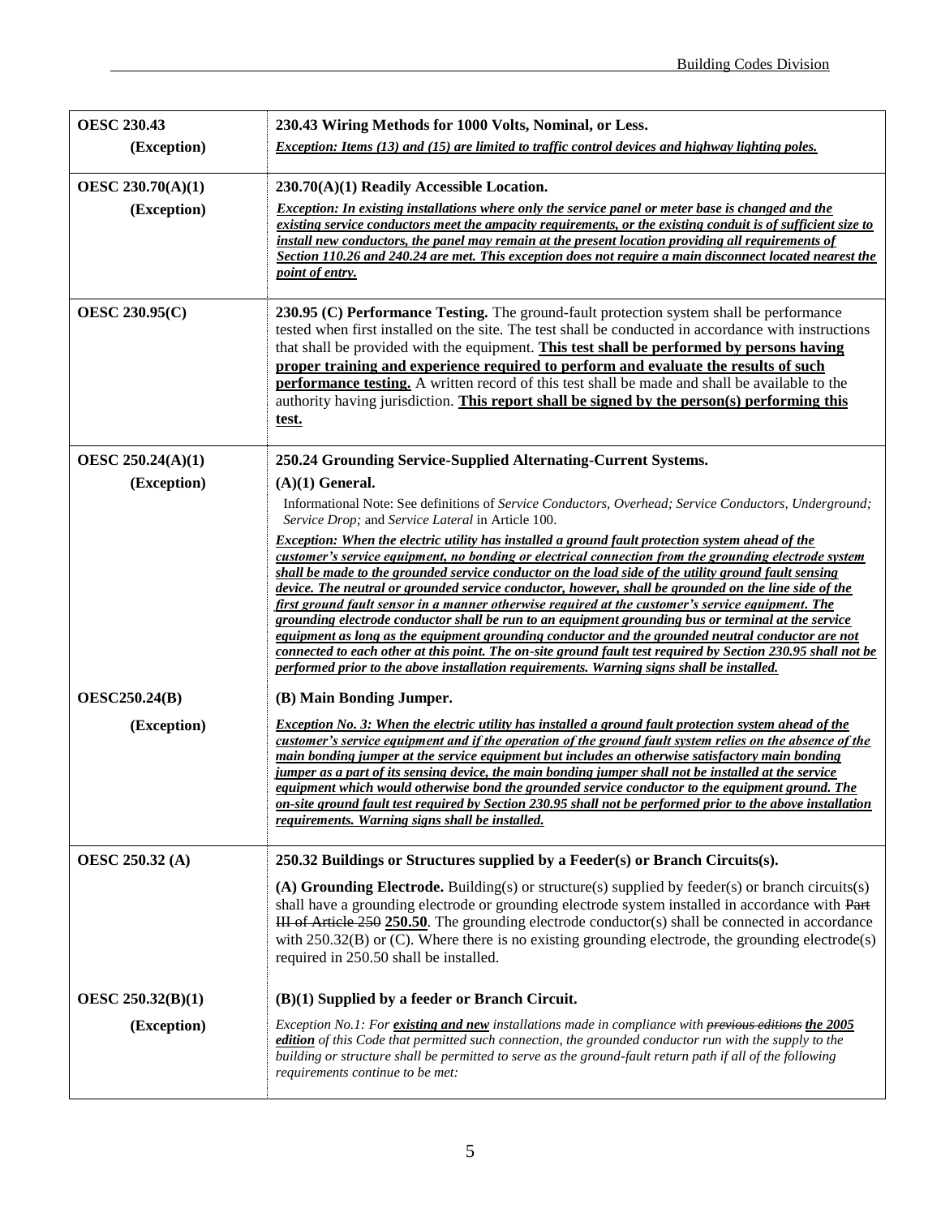| | |
|---|---|
| **OESC 230.43**<br>**(Exception)** | **230.43 Wiring Methods for 1000 Volts, Nominal, or Less.**<br>***<u>Exception: Items (13) and (15) are limited to traffic control devices and highway lighting poles.</u>*** |
| **OESC 230.70(A)(1)**<br>**(Exception)** | **230.70(A)(1) Readily Accessible Location.**<br>***<u>Exception: In existing installations where only the service panel or meter base is changed and the existing service conductors meet the ampacity requirements, or the existing conduit is of sufficient size to install new conductors, the panel may remain at the present location providing all requirements of Section 110.26 and 240.24 are met. This exception does not require a main disconnect located nearest the point of entry.</u>*** |
| **OESC 230.95(C)** | **230.95 (C) Performance Testing.** The ground-fault protection system shall be performance tested when first installed on the site. The test shall be conducted in accordance with instructions that shall be provided with the equipment. **<u>This test shall be performed by persons having proper training and experience required to perform and evaluate the results of such performance testing.</u>** A written record of this test shall be made and shall be available to the authority having jurisdiction. **<u>This report shall be signed by the person(s) performing this test.</u>** |
| **OESC 250.24(A)(1)**<br>**(Exception)**<br><br>**OESC250.24(B)**<br>**(Exception)** | **250.24 Grounding Service-Supplied Alternating-Current Systems.**<br>**(A)(1) General.**<br>Informational Note: See definitions of *Service Conductors, Overhead; Service Conductors, Underground; Service Drop;* and *Service Lateral* in Article 100.<br>***<u>Exception: When the electric utility has installed a ground fault protection system ahead of the customer's service equipment, no bonding or electrical connection from the grounding electrode system shall be made to the grounded service conductor on the load side of the utility ground fault sensing device. The neutral or grounded service conductor, however, shall be grounded on the line side of the first ground fault sensor in a manner otherwise required at the customer's service equipment. The grounding electrode conductor shall be run to an equipment grounding bus or terminal at the service equipment as long as the equipment grounding conductor and the grounded neutral conductor are not connected to each other at this point. The on-site ground fault test required by Section 230.95 shall not be performed prior to the above installation requirements. Warning signs shall be installed.</u>***<br><br>**(B) Main Bonding Jumper.**<br>***<u>Exception No. 3: When the electric utility has installed a ground fault protection system ahead of the customer's service equipment and if the operation of the ground fault system relies on the absence of the main bonding jumper at the service equipment but includes an otherwise satisfactory main bonding jumper as a part of its sensing device, the main bonding jumper shall not be installed at the service equipment which would otherwise bond the grounded service conductor to the equipment ground. The on-site ground fault test required by Section 230.95 shall not be performed prior to the above installation requirements. Warning signs shall be installed.</u>*** |
| **OESC 250.32 (A)**<br><br>**OESC 250.32(B)(1)**<br>**(Exception)** | **250.32 Buildings or Structures supplied by a Feeder(s) or Branch Circuits(s).**<br>**(A) Grounding Electrode.** Building(s) or structure(s) supplied by feeder(s) or branch circuits(s) shall have a grounding electrode or grounding electrode system installed in accordance with ~~Part III of Article 250~~ **<u>250.50</u>**. The grounding electrode conductor(s) shall be connected in accordance with 250.32(B) or (C). Where there is no existing grounding electrode, the grounding electrode(s) required in 250.50 shall be installed.<br><br>**(B)(1) Supplied by a feeder or Branch Circuit.**<br>*Exception No.1: For **<u>existing and new</u>** installations made in compliance with ~~previous editions~~ **<u>the 2005 edition</u>** of this Code that permitted such connection, the grounded conductor run with the supply to the building or structure shall be permitted to serve as the ground-fault return path if all of the following requirements continue to be met:* |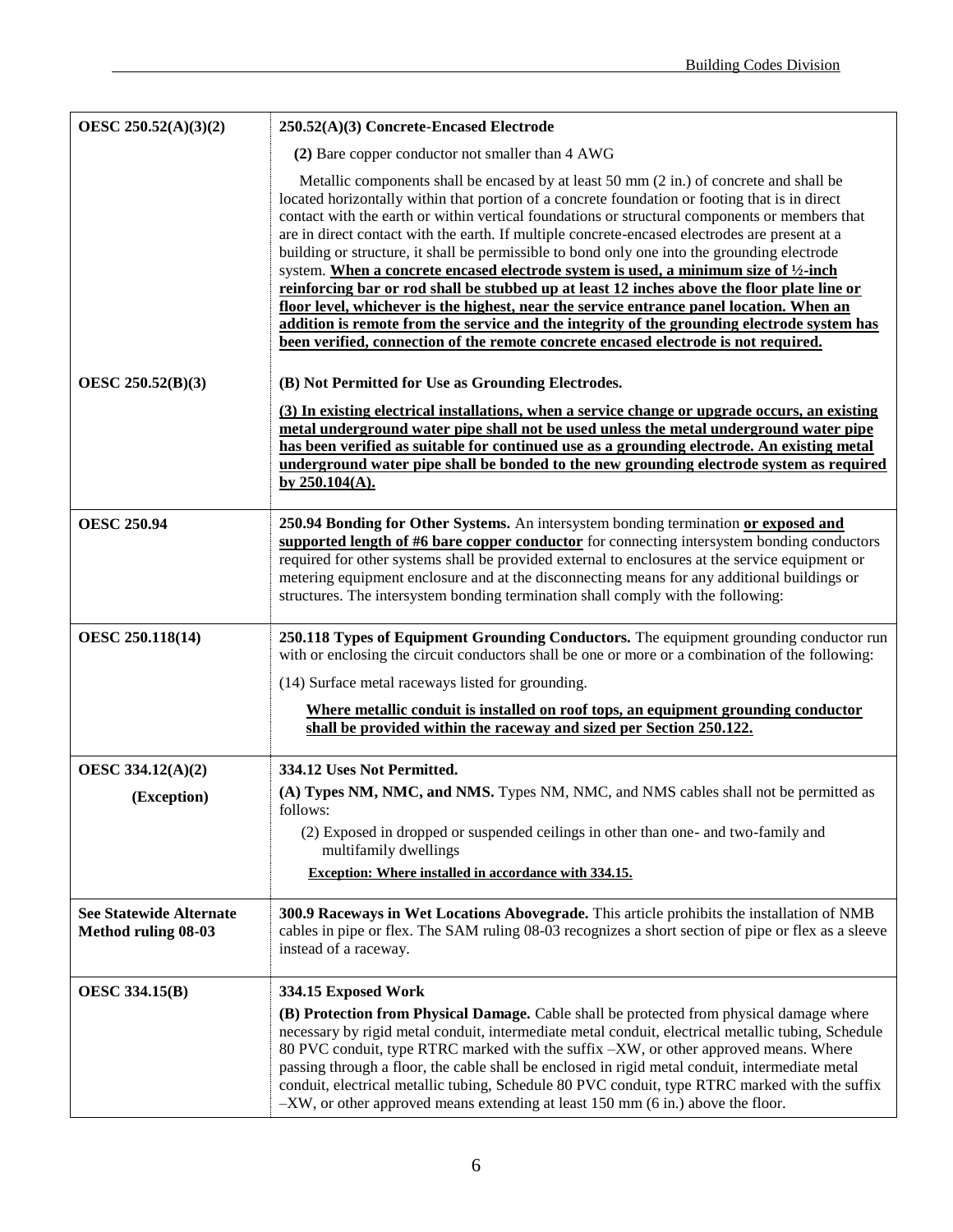| | |
|---|---|
| **OESC 250.52(A)(3)(2)** | **250.52(A)(3) Concrete-Encased Electrode**<br><br>**(2)** Bare copper conductor not smaller than 4 AWG<br><br>Metallic components shall be encased by at least 50 mm (2 in.) of concrete and shall be located horizontally within that portion of a concrete foundation or footing that is in direct contact with the earth or within vertical foundations or structural components or members that are in direct contact with the earth. If multiple concrete-encased electrodes are present at a building or structure, it shall be permissible to bond only one into the grounding electrode system. <u>**When a concrete encased electrode system is used, a minimum size of ½-inch reinforcing bar or rod shall be stubbed up at least 12 inches above the floor plate line or floor level, whichever is the highest, near the service entrance panel location. When an addition is remote from the service and the integrity of the grounding electrode system has been verified, connection of the remote concrete encased electrode is not required.**</u> |
| **OESC 250.52(B)(3)** | **(B) Not Permitted for Use as Grounding Electrodes.**<br><br><u>**(3) In existing electrical installations, when a service change or upgrade occurs, an existing metal underground water pipe shall not be used unless the metal underground water pipe has been verified as suitable for continued use as a grounding electrode. An existing metal underground water pipe shall be bonded to the new grounding electrode system as required by 250.104(A).**</u> |
| **OESC 250.94** | **250.94 Bonding for Other Systems.** An intersystem bonding termination <u>**or exposed and supported length of #6 bare copper conductor**</u> for connecting intersystem bonding conductors required for other systems shall be provided external to enclosures at the service equipment or metering equipment enclosure and at the disconnecting means for any additional buildings or structures. The intersystem bonding termination shall comply with the following: |
| **OESC 250.118(14)** | **250.118 Types of Equipment Grounding Conductors.** The equipment grounding conductor run with or enclosing the circuit conductors shall be one or more or a combination of the following:<br><br>(14) Surface metal raceways listed for grounding.<br><br><u>**Where metallic conduit is installed on roof tops, an equipment grounding conductor shall be provided within the raceway and sized per Section 250.122.**</u> |
| **OESC 334.12(A)(2)**<br><br>**(Exception)** | **334.12 Uses Not Permitted.**<br><br>**(A) Types NM, NMC, and NMS.** Types NM, NMC, and NMS cables shall not be permitted as follows:<br><br>(2) Exposed in dropped or suspended ceilings in other than one- and two-family and multifamily dwellings<br><br><u>**Exception: Where installed in accordance with 334.15.**</u> |
| **See Statewide Alternate Method ruling 08-03** | **300.9 Raceways in Wet Locations Abovegrade.** This article prohibits the installation of NMB cables in pipe or flex. The SAM ruling 08-03 recognizes a short section of pipe or flex as a sleeve instead of a raceway. |
| **OESC 334.15(B)** | **334.15 Exposed Work**<br><br>**(B) Protection from Physical Damage.** Cable shall be protected from physical damage where necessary by rigid metal conduit, intermediate metal conduit, electrical metallic tubing, Schedule 80 PVC conduit, type RTRC marked with the suffix –XW, or other approved means. Where passing through a floor, the cable shall be enclosed in rigid metal conduit, intermediate metal conduit, electrical metallic tubing, Schedule 80 PVC conduit, type RTRC marked with the suffix –XW, or other approved means extending at least 150 mm (6 in.) above the floor. |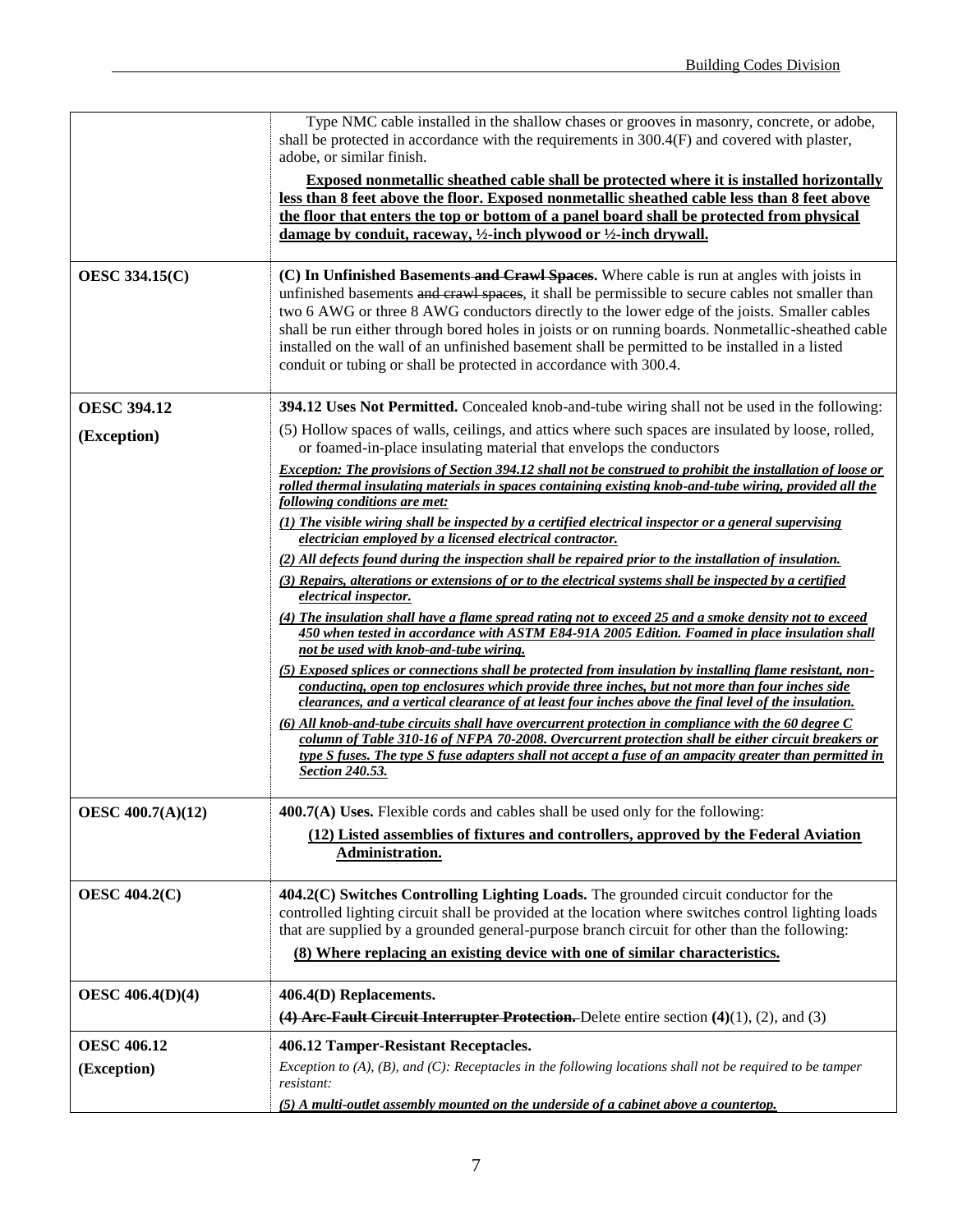| | |
|---|---|
| | Type NMC cable installed in the shallow chases or grooves in masonry, concrete, or adobe, shall be protected in accordance with the requirements in 300.4(F) and covered with plaster, adobe, or similar finish.<br><br>**<u>Exposed nonmetallic sheathed cable shall be protected where it is installed horizontally less than 8 feet above the floor. Exposed nonmetallic sheathed cable less than 8 feet above the floor that enters the top or bottom of a panel board shall be protected from physical damage by conduit, raceway, ½-inch plywood or ½-inch drywall.</u>** |
| **OESC 334.15(C)** | **(C) In Unfinished Basements ~~and Crawl Spaces~~.** Where cable is run at angles with joists in unfinished basements ~~and crawl spaces~~, it shall be permissible to secure cables not smaller than two 6 AWG or three 8 AWG conductors directly to the lower edge of the joists. Smaller cables shall be run either through bored holes in joists or on running boards. Nonmetallic-sheathed cable installed on the wall of an unfinished basement shall be permitted to be installed in a listed conduit or tubing or shall be protected in accordance with 300.4. |
| **OESC 394.12**<br><br>**(Exception)** | **394.12 Uses Not Permitted.** Concealed knob-and-tube wiring shall not be used in the following:<br><br>(5) Hollow spaces of walls, ceilings, and attics where such spaces are insulated by loose, rolled, or foamed-in-place insulating material that envelops the conductors<br><br>***<u>Exception: The provisions of Section 394.12 shall not be construed to prohibit the installation of loose or rolled thermal insulating materials in spaces containing existing knob-and-tube wiring, provided all the following conditions are met:</u>***<br><br>***<u>(1) The visible wiring shall be inspected by a certified electrical inspector or a general supervising electrician employed by a licensed electrical contractor.</u>***<br><br>***<u>(2) All defects found during the inspection shall be repaired prior to the installation of insulation.</u>***<br><br>***<u>(3) Repairs, alterations or extensions of or to the electrical systems shall be inspected by a certified electrical inspector.</u>***<br><br>***<u>(4) The insulation shall have a flame spread rating not to exceed 25 and a smoke density not to exceed 450 when tested in accordance with ASTM E84-91A 2005 Edition. Foamed in place insulation shall not be used with knob-and-tube wiring.</u>***<br><br>***<u>(5) Exposed splices or connections shall be protected from insulation by installing flame resistant, non-conducting, open top enclosures which provide three inches, but not more than four inches side clearances, and a vertical clearance of at least four inches above the final level of the insulation.</u>***<br><br>***<u>(6) All knob-and-tube circuits shall have overcurrent protection in compliance with the 60 degree C column of Table 310-16 of NFPA 70-2008. Overcurrent protection shall be either circuit breakers or type S fuses. The type S fuse adapters shall not accept a fuse of an ampacity greater than permitted in Section 240.53.</u>*** |
| **OESC 400.7(A)(12)** | **400.7(A) Uses.** Flexible cords and cables shall be used only for the following:<br><br>**<u>(12) Listed assemblies of fixtures and controllers, approved by the Federal Aviation Administration.</u>** |
| **OESC 404.2(C)** | **404.2(C) Switches Controlling Lighting Loads.** The grounded circuit conductor for the controlled lighting circuit shall be provided at the location where switches control lighting loads that are supplied by a grounded general-purpose branch circuit for other than the following:<br><br>**<u>(8) Where replacing an existing device with one of similar characteristics.</u>** |
| **OESC 406.4(D)(4)** | **406.4(D) Replacements.**<br><br>**~~(4) Arc-Fault Circuit Interrupter Protection.~~** Delete entire section **(4)**(1), (2), and (3) |
| **OESC 406.12**<br><br>**(Exception)** | **406.12 Tamper-Resistant Receptacles.**<br><br>*Exception to (A), (B), and (C): Receptacles in the following locations shall not be required to be tamper resistant:*<br><br>***<u>(5) A multi-outlet assembly mounted on the underside of a cabinet above a countertop.</u>*** |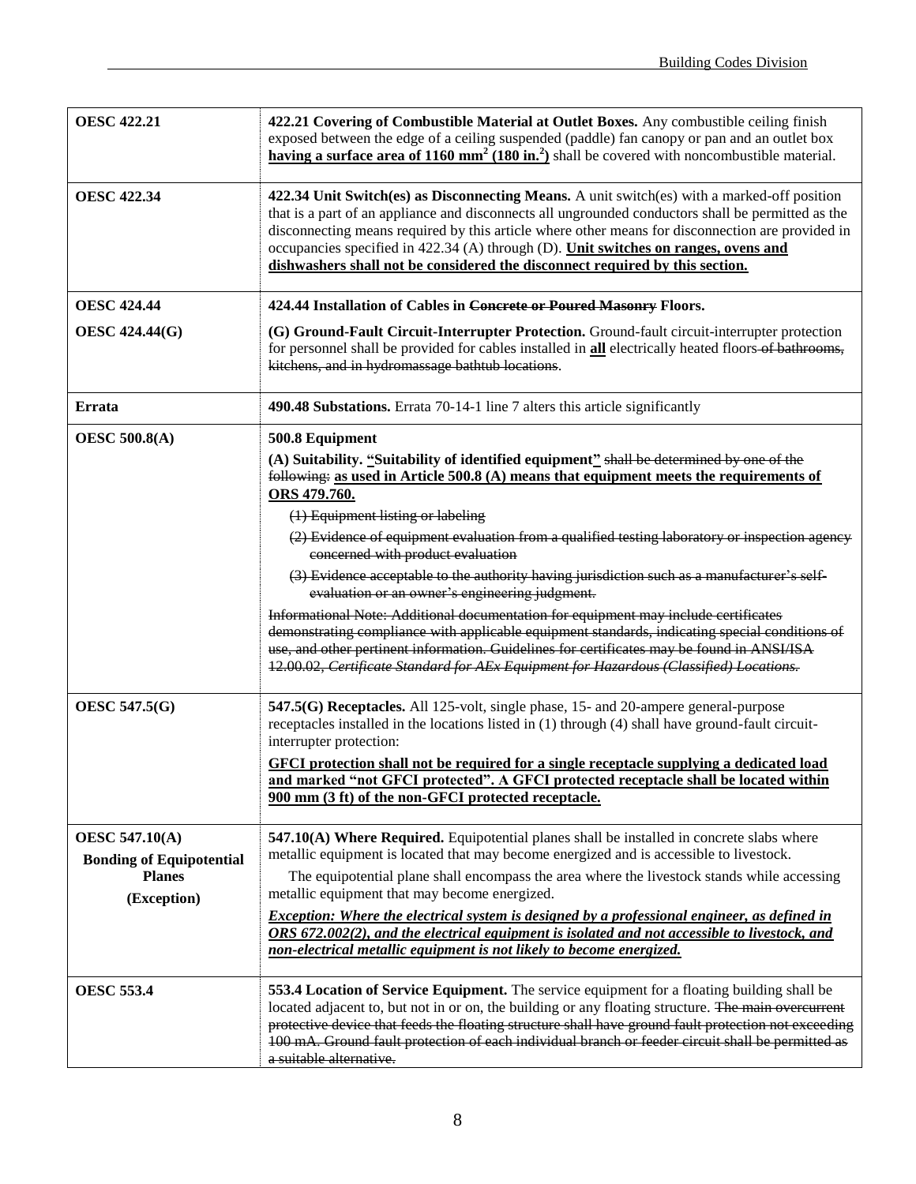| | |
|---|---|
| **OESC 422.21** | **422.21 Covering of Combustible Material at Outlet Boxes.** Any combustible ceiling finish exposed between the edge of a ceiling suspended (paddle) fan canopy or pan and an outlet box **having a surface area of 1160 mm$^2$ (180 in.$^2$)** shall be covered with noncombustible material. |
| **OESC 422.34** | **422.34 Unit Switch(es) as Disconnecting Means.** A unit switch(es) with a marked-off position that is a part of an appliance and disconnects all ungrounded conductors shall be permitted as the disconnecting means required by this article where other means for disconnection are provided in occupancies specified in 422.34 (A) through (D). **Unit switches on ranges, ovens and dishwashers shall not be considered the disconnect required by this section.** |
| **OESC 424.44**<br><br>**OESC 424.44(G)** | **424.44 Installation of Cables in ~~Concrete or Poured Masonry~~ Floors.**<br><br>**(G) Ground-Fault Circuit-Interrupter Protection.** Ground-fault circuit-interrupter protection for personnel shall be provided for cables installed in **all** electrically heated floors ~~of bathrooms, kitchens, and in hydromassage bathtub locations~~. |
| **Errata** | **490.48 Substations.** Errata 70-14-1 line 7 alters this article significantly |
| **OESC 500.8(A)** | **500.8 Equipment**<br><br>**(A) Suitability. "Suitability of identified equipment"** ~~shall be determined by one of the following:~~ **as used in Article 500.8 (A) means that equipment meets the requirements of ORS 479.760.**<br><br>~~(1) Equipment listing or labeling~~<br><br>~~(2) Evidence of equipment evaluation from a qualified testing laboratory or inspection agency concerned with product evaluation~~<br><br>~~(3) Evidence acceptable to the authority having jurisdiction such as a manufacturer's self-evaluation or an owner's engineering judgment.~~<br><br>~~Informational Note: Additional documentation for equipment may include certificates demonstrating compliance with applicable equipment standards, indicating special conditions of use, and other pertinent information. Guidelines for certificates may be found in ANSI/ISA 12.00.02, *Certificate Standard for AEx Equipment for Hazardous (Classified) Locations.*~~ |
| **OESC 547.5(G)** | **547.5(G) Receptacles.** All 125-volt, single phase, 15- and 20-ampere general-purpose receptacles installed in the locations listed in (1) through (4) shall have ground-fault circuit-interrupter protection:<br><br>**GFCI protection shall not be required for a single receptacle supplying a dedicated load and marked "not GFCI protected". A GFCI protected receptacle shall be located within 900 mm (3 ft) of the non-GFCI protected receptacle.** |
| **OESC 547.10(A)**<br><br>**Bonding of Equipotential Planes**<br><br>**(Exception)** | **547.10(A) Where Required.** Equipotential planes shall be installed in concrete slabs where metallic equipment is located that may become energized and is accessible to livestock.<br><br>The equipotential plane shall encompass the area where the livestock stands while accessing metallic equipment that may become energized.<br><br>***Exception: Where the electrical system is designed by a professional engineer, as defined in ORS 672.002(2), and the electrical equipment is isolated and not accessible to livestock, and non-electrical metallic equipment is not likely to become energized.*** |
| **OESC 553.4** | **553.4 Location of Service Equipment.** The service equipment for a floating building shall be located adjacent to, but not in or on, the building or any floating structure. ~~The main overcurrent protective device that feeds the floating structure shall have ground fault protection not exceeding 100 mA. Ground fault protection of each individual branch or feeder circuit shall be permitted as a suitable alternative.~~ |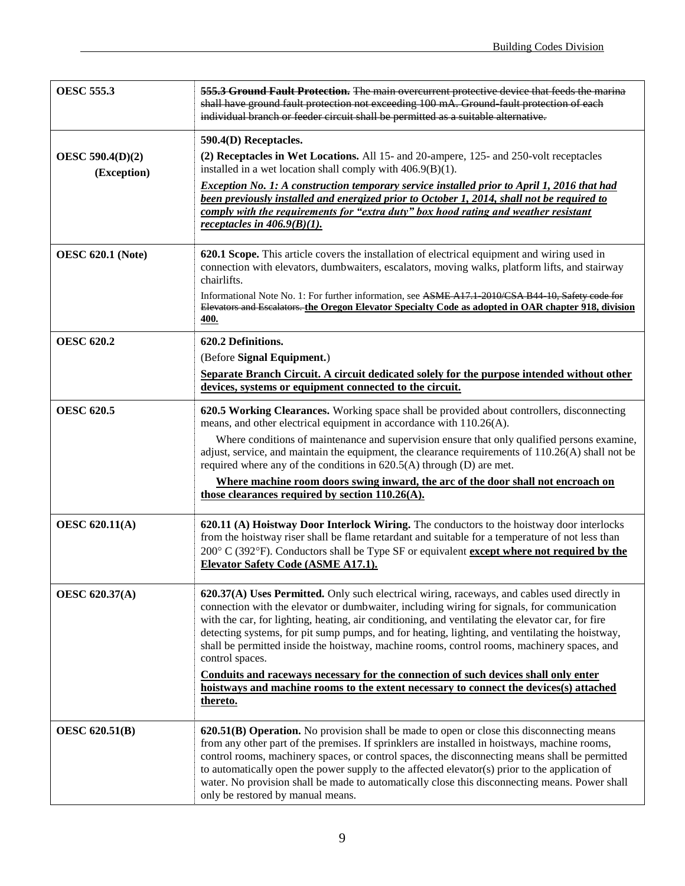| | |
|---|---|
| **OESC 555.3** | ~~**555.3 Ground Fault Protection.** The main overcurrent protective device that feeds the marina shall have ground fault protection not exceeding 100 mA. Ground-fault protection of each individual branch or feeder circuit shall be permitted as a suitable alternative.~~ |
| **OESC 590.4(D)(2) (Exception)** | **590.4(D) Receptacles.** <br> **(2) Receptacles in Wet Locations.** All 15- and 20-ampere, 125- and 250-volt receptacles installed in a wet location shall comply with 406.9(B)(1). <br> ***<u>Exception No. 1: A construction temporary service installed prior to April 1, 2016 that had been previously installed and energized prior to October 1, 2014, shall not be required to comply with the requirements for "extra duty" box hood rating and weather resistant receptacles in 406.9(B)(1).</u>*** |
| **OESC 620.1 (Note)** | **620.1 Scope.** This article covers the installation of electrical equipment and wiring used in connection with elevators, dumbwaiters, escalators, moving walks, platform lifts, and stairway chairlifts. <br> Informational Note No. 1: For further information, see ~~ASME A17.1-2010/CSA B44-10, Safety code for Elevators and Escalators.~~ **<u>the Oregon Elevator Specialty Code as adopted in OAR chapter 918, division 400.</u>** |
| **OESC 620.2** | **620.2 Definitions.** <br> (Before **Signal Equipment.**) <br> **<u>Separate Branch Circuit. A circuit dedicated solely for the purpose intended without other devices, systems or equipment connected to the circuit.</u>** |
| **OESC 620.5** | **620.5 Working Clearances.** Working space shall be provided about controllers, disconnecting means, and other electrical equipment in accordance with 110.26(A). <br> Where conditions of maintenance and supervision ensure that only qualified persons examine, adjust, service, and maintain the equipment, the clearance requirements of 110.26(A) shall not be required where any of the conditions in 620.5(A) through (D) are met. <br> **<u>Where machine room doors swing inward, the arc of the door shall not encroach on those clearances required by section 110.26(A).</u>** |
| **OESC 620.11(A)** | **620.11 (A) Hoistway Door Interlock Wiring.** The conductors to the hoistway door interlocks from the hoistway riser shall be flame retardant and suitable for a temperature of not less than 200° C (392°F). Conductors shall be Type SF or equivalent **<u>except where not required by the Elevator Safety Code (ASME A17.1).</u>** |
| **OESC 620.37(A)** | **620.37(A) Uses Permitted.** Only such electrical wiring, raceways, and cables used directly in connection with the elevator or dumbwaiter, including wiring for signals, for communication with the car, for lighting, heating, air conditioning, and ventilating the elevator car, for fire detecting systems, for pit sump pumps, and for heating, lighting, and ventilating the hoistway, shall be permitted inside the hoistway, machine rooms, control rooms, machinery spaces, and control spaces. <br> **<u>Conduits and raceways necessary for the connection of such devices shall only enter hoistways and machine rooms to the extent necessary to connect the devices(s) attached thereto.</u>** |
| **OESC 620.51(B)** | **620.51(B) Operation.** No provision shall be made to open or close this disconnecting means from any other part of the premises. If sprinklers are installed in hoistways, machine rooms, control rooms, machinery spaces, or control spaces, the disconnecting means shall be permitted to automatically open the power supply to the affected elevator(s) prior to the application of water. No provision shall be made to automatically close this disconnecting means. Power shall only be restored by manual means. |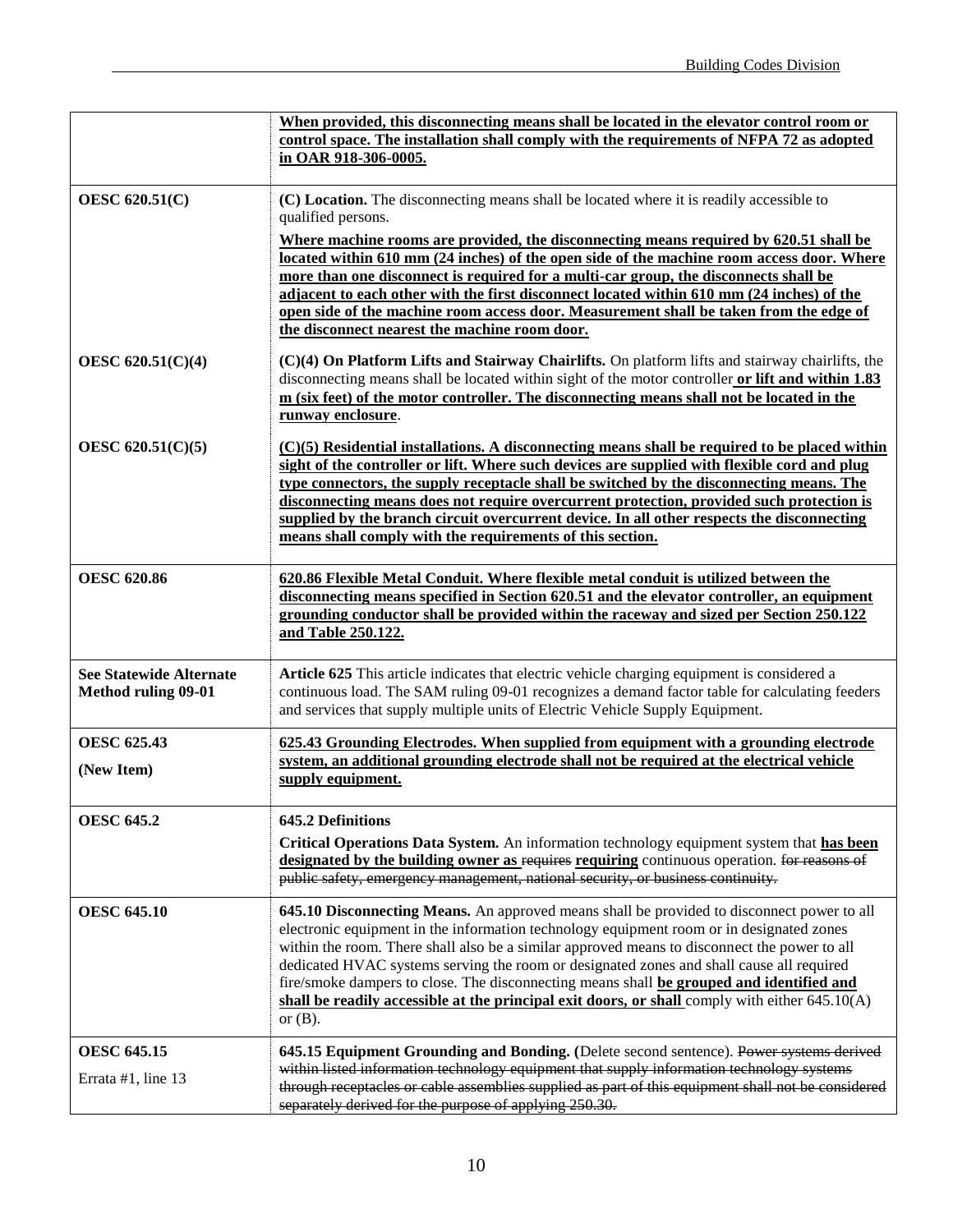| | |
|---|---|
| | **When provided, this disconnecting means shall be located in the elevator control room or control space. The installation shall comply with the requirements of NFPA 72 as adopted in OAR 918-306-0005.** |
| **OESC 620.51(C)** | **(C) Location.** The disconnecting means shall be located where it is readily accessible to qualified persons.<br><br>**Where machine rooms are provided, the disconnecting means required by 620.51 shall be located within 610 mm (24 inches) of the open side of the machine room access door. Where more than one disconnect is required for a multi-car group, the disconnects shall be adjacent to each other with the first disconnect located within 610 mm (24 inches) of the open side of the machine room access door. Measurement shall be taken from the edge of the disconnect nearest the machine room door.** |
| **OESC 620.51(C)(4)** | **(C)(4) On Platform Lifts and Stairway Chairlifts.** On platform lifts and stairway chairlifts, the disconnecting means shall be located within sight of the motor controller **or lift and within 1.83 m (six feet) of the motor controller. The disconnecting means shall not be located in the runway enclosure**. |
| **OESC 620.51(C)(5)** | **(C)(5) Residential installations. A disconnecting means shall be required to be placed within sight of the controller or lift. Where such devices are supplied with flexible cord and plug type connectors, the supply receptacle shall be switched by the disconnecting means. The disconnecting means does not require overcurrent protection, provided such protection is supplied by the branch circuit overcurrent device. In all other respects the disconnecting means shall comply with the requirements of this section.** |
| **OESC 620.86** | **620.86 Flexible Metal Conduit. Where flexible metal conduit is utilized between the disconnecting means specified in Section 620.51 and the elevator controller, an equipment grounding conductor shall be provided within the raceway and sized per Section 250.122 and Table 250.122.** |
| **See Statewide Alternate Method ruling 09-01** | **Article 625** This article indicates that electric vehicle charging equipment is considered a continuous load. The SAM ruling 09-01 recognizes a demand factor table for calculating feeders and services that supply multiple units of Electric Vehicle Supply Equipment. |
| **OESC 625.43**<br><br>**(New Item)** | **625.43 Grounding Electrodes. When supplied from equipment with a grounding electrode system, an additional grounding electrode shall not be required at the electrical vehicle supply equipment.** |
| **OESC 645.2** | **645.2 Definitions**<br><br>**Critical Operations Data System.** An information technology equipment system that **has been designated by the building owner as** ~~requires~~ **requiring** continuous operation. ~~for reasons of public safety, emergency management, national security, or business continuity.~~ |
| **OESC 645.10** | **645.10 Disconnecting Means.** An approved means shall be provided to disconnect power to all electronic equipment in the information technology equipment room or in designated zones within the room. There shall also be a similar approved means to disconnect the power to all dedicated HVAC systems serving the room or designated zones and shall cause all required fire/smoke dampers to close. The disconnecting means shall **be grouped and identified and shall be readily accessible at the principal exit doors, or shall** comply with either 645.10(A) or (B). |
| **OESC 645.15**<br><br>Errata #1, line 13 | **645.15 Equipment Grounding and Bonding.** (Delete second sentence). ~~Power systems derived within listed information technology equipment that supply information technology systems through receptacles or cable assemblies supplied as part of this equipment shall not be considered separately derived for the purpose of applying 250.30.~~ |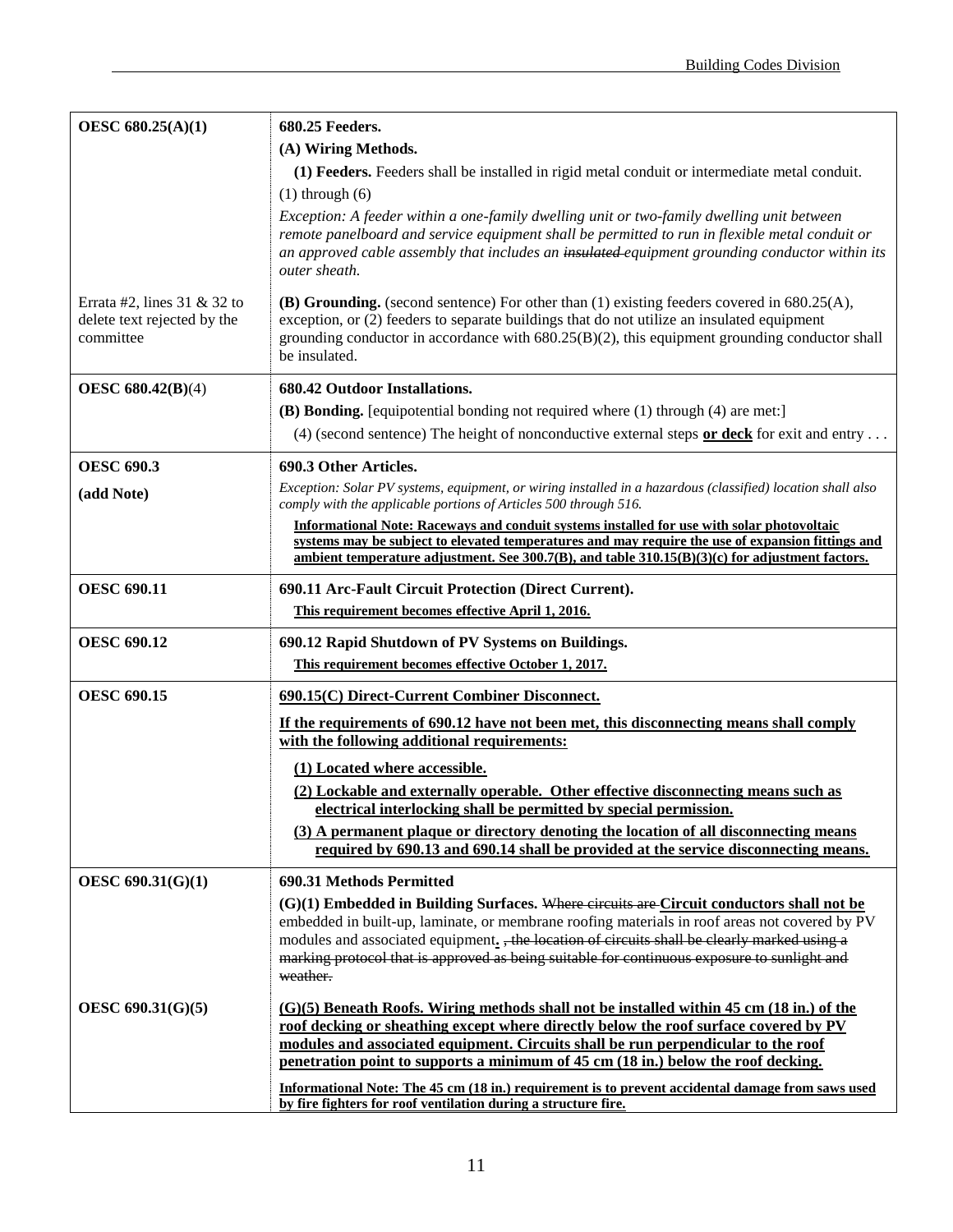| | |
|---|---|
| **OESC 680.25(A)(1)** | **680.25 Feeders.**<br>**(A) Wiring Methods.**<br>**(1) Feeders.** Feeders shall be installed in rigid metal conduit or intermediate metal conduit.<br>(1) through (6)<br>*Exception: A feeder within a one-family dwelling unit or two-family dwelling unit between remote panelboard and service equipment shall be permitted to run in flexible metal conduit or an approved cable assembly that includes an ~~insulated~~ equipment grounding conductor within its outer sheath.* |
| Errata #2, lines 31 & 32 to delete text rejected by the committee | **(B) Grounding.** (second sentence) For other than (1) existing feeders covered in 680.25(A), exception, or (2) feeders to separate buildings that do not utilize an insulated equipment grounding conductor in accordance with 680.25(B)(2), this equipment grounding conductor shall be insulated. |
| **OESC 680.42(B)**(4) | **680.42 Outdoor Installations.**<br>**(B) Bonding.** [equipotential bonding not required where (1) through (4) are met:]<br>(4) (second sentence) The height of nonconductive external steps <u>**or deck**</u> for exit and entry . . . |
| **OESC 690.3**<br>**(add Note)** | **690.3 Other Articles.**<br>*Exception: Solar PV systems, equipment, or wiring installed in a hazardous (classified) location shall also comply with the applicable portions of Articles 500 through 516.*<br><u>**Informational Note: Raceways and conduit systems installed for use with solar photovoltaic systems may be subject to elevated temperatures and may require the use of expansion fittings and ambient temperature adjustment. See 300.7(B), and table 310.15(B)(3)(c) for adjustment factors.**</u> |
| **OESC 690.11** | **690.11 Arc-Fault Circuit Protection (Direct Current).**<br><u>**This requirement becomes effective April 1, 2016.**</u> |
| **OESC 690.12** | **690.12 Rapid Shutdown of PV Systems on Buildings.**<br><u>**This requirement becomes effective October 1, 2017.**</u> |
| **OESC 690.15** | <u>**690.15(C) Direct-Current Combiner Disconnect.**</u><br><u>**If the requirements of 690.12 have not been met, this disconnecting means shall comply with the following additional requirements:**</u><br><u>**(1) Located where accessible.**</u><br><u>**(2) Lockable and externally operable. Other effective disconnecting means such as electrical interlocking shall be permitted by special permission.**</u><br><u>**(3) A permanent plaque or directory denoting the location of all disconnecting means required by 690.13 and 690.14 shall be provided at the service disconnecting means.**</u> |
| **OESC 690.31(G)(1)** | **690.31 Methods Permitted**<br>**(G)(1) Embedded in Building Surfaces.** ~~Where circuits are~~ <u>**Circuit conductors shall not be**</u> embedded in built-up, laminate, or membrane roofing materials in roof areas not covered by PV modules and associated equipment<u>**.**</u> ~~, the location of circuits shall be clearly marked using a marking protocol that is approved as being suitable for continuous exposure to sunlight and weather.~~ |
| **OESC 690.31(G)(5)** | <u>**(G)(5) Beneath Roofs. Wiring methods shall not be installed within 45 cm (18 in.) of the roof decking or sheathing except where directly below the roof surface covered by PV modules and associated equipment. Circuits shall be run perpendicular to the roof penetration point to supports a minimum of 45 cm (18 in.) below the roof decking.**</u><br><u>**Informational Note: The 45 cm (18 in.) requirement is to prevent accidental damage from saws used by fire fighters for roof ventilation during a structure fire.**</u> |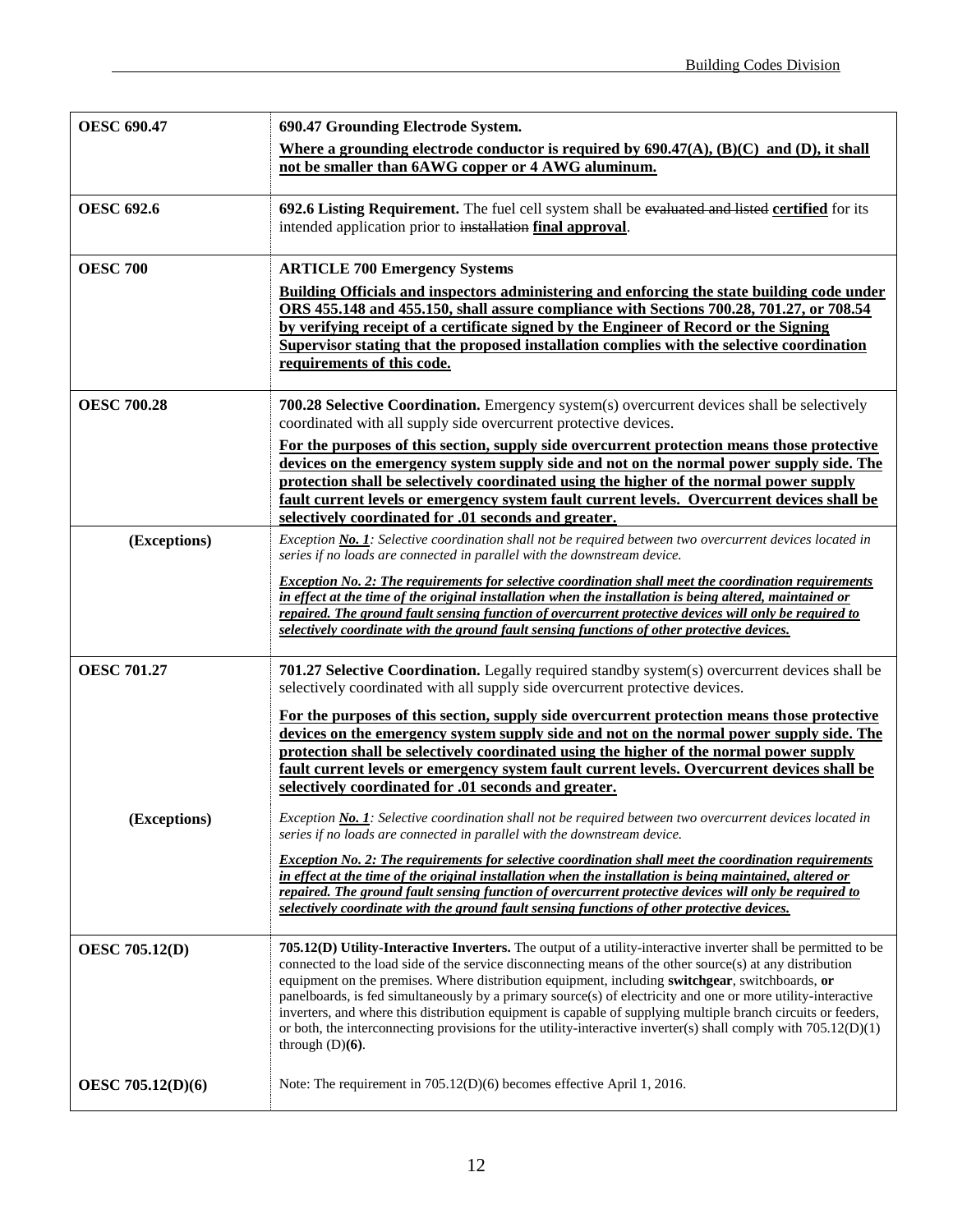| | |
|---|---|
| **OESC 690.47** | **690.47 Grounding Electrode System.** <br> <u>**Where a grounding electrode conductor is required by 690.47(A), (B)(C) and (D), it shall not be smaller than 6AWG copper or 4 AWG aluminum.**</u> |
| **OESC 692.6** | **692.6 Listing Requirement.** The fuel cell system shall be ~~evaluated and listed~~ <u>**certified**</u> for its intended application prior to ~~installation~~ <u>**final approval**</u>. |
| **OESC 700** | **ARTICLE 700 Emergency Systems** <br> <u>**Building Officials and inspectors administering and enforcing the state building code under ORS 455.148 and 455.150, shall assure compliance with Sections 700.28, 701.27, or 708.54 by verifying receipt of a certificate signed by the Engineer of Record or the Signing Supervisor stating that the proposed installation complies with the selective coordination requirements of this code.**</u> |
| **OESC 700.28** | **700.28 Selective Coordination.** Emergency system(s) overcurrent devices shall be selectively coordinated with all supply side overcurrent protective devices. <br> <u>**For the purposes of this section, supply side overcurrent protection means those protective devices on the emergency system supply side and not on the normal power supply side. The protection shall be selectively coordinated using the higher of the normal power supply fault current levels or emergency system fault current levels. Overcurrent devices shall be selectively coordinated for .01 seconds and greater.**</u> |
| **(Exceptions)** | *Exception <u>**No. 1**</u>: Selective coordination shall not be required between two overcurrent devices located in series if no loads are connected in parallel with the downstream device.* <br> <u>***Exception No. 2: The requirements for selective coordination shall meet the coordination requirements in effect at the time of the original installation when the installation is being altered, maintained or repaired. The ground fault sensing function of overcurrent protective devices will only be required to selectively coordinate with the ground fault sensing functions of other protective devices.***</u> |
| **OESC 701.27** | **701.27 Selective Coordination.** Legally required standby system(s) overcurrent devices shall be selectively coordinated with all supply side overcurrent protective devices. <br> <u>**For the purposes of this section, supply side overcurrent protection means those protective devices on the emergency system supply side and not on the normal power supply side. The protection shall be selectively coordinated using the higher of the normal power supply fault current levels or emergency system fault current levels. Overcurrent devices shall be selectively coordinated for .01 seconds and greater.**</u> |
| **(Exceptions)** | *Exception <u>**No. 1**</u>: Selective coordination shall not be required between two overcurrent devices located in series if no loads are connected in parallel with the downstream device.* <br> <u>***Exception No. 2: The requirements for selective coordination shall meet the coordination requirements in effect at the time of the original installation when the installation is being maintained, altered or repaired. The ground fault sensing function of overcurrent protective devices will only be required to selectively coordinate with the ground fault sensing functions of other protective devices.***</u> |
| **OESC 705.12(D)** | **705.12(D) Utility-Interactive Inverters.** The output of a utility-interactive inverter shall be permitted to be connected to the load side of the service disconnecting means of the other source(s) at any distribution equipment on the premises. Where distribution equipment, including **switchgear**, switchboards, **or** panelboards, is fed simultaneously by a primary source(s) of electricity and one or more utility-interactive inverters, and where this distribution equipment is capable of supplying multiple branch circuits or feeders, or both, the interconnecting provisions for the utility-interactive inverter(s) shall comply with 705.12(D)(1) through (D)**(6)**. |
| **OESC 705.12(D)(6)** | Note: The requirement in 705.12(D)(6) becomes effective April 1, 2016. |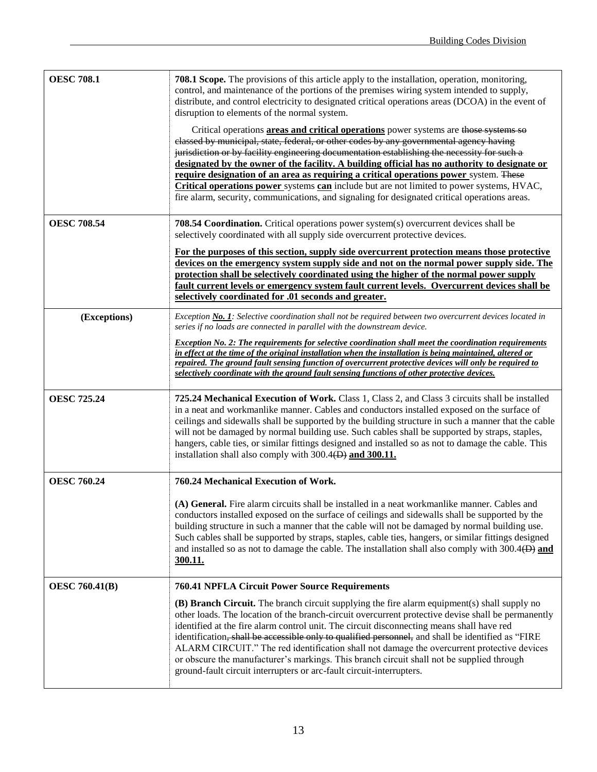| | |
|---|---|
| **OESC 708.1** | **708.1 Scope.** The provisions of this article apply to the installation, operation, monitoring, control, and maintenance of the portions of the premises wiring system intended to supply, distribute, and control electricity to designated critical operations areas (DCOA) in the event of disruption to elements of the normal system.<br><br>Critical operations <u>**areas and critical operations**</u> power systems are ~~those systems so classed by municipal, state, federal, or other codes by any governmental agency having jurisdiction or by facility engineering documentation establishing the necessity for such a~~ <u>**designated by the owner of the facility. A building official has no authority to designate or require designation of an area as requiring a critical operations power**</u> system. ~~These~~ <u>**Critical operations power**</u> systems <u>**can**</u> include but are not limited to power systems, HVAC, fire alarm, security, communications, and signaling for designated critical operations areas. |
| **OESC 708.54** | **708.54 Coordination.** Critical operations power system(s) overcurrent devices shall be selectively coordinated with all supply side overcurrent protective devices.<br><br><u>**For the purposes of this section, supply side overcurrent protection means those protective devices on the emergency system supply side and not on the normal power supply side. The protection shall be selectively coordinated using the higher of the normal power supply fault current levels or emergency system fault current levels. Overcurrent devices shall be selectively coordinated for .01 seconds and greater.**</u> |
| **(Exceptions)** | *Exception <u>**No. 1**</u>: Selective coordination shall not be required between two overcurrent devices located in series if no loads are connected in parallel with the downstream device.*<br><br><u>***Exception No. 2: The requirements for selective coordination shall meet the coordination requirements in effect at the time of the original installation when the installation is being maintained, altered or repaired. The ground fault sensing function of overcurrent protective devices will only be required to selectively coordinate with the ground fault sensing functions of other protective devices.***</u> |
| **OESC 725.24** | **725.24 Mechanical Execution of Work.** Class 1, Class 2, and Class 3 circuits shall be installed in a neat and workmanlike manner. Cables and conductors installed exposed on the surface of ceilings and sidewalls shall be supported by the building structure in such a manner that the cable will not be damaged by normal building use. Such cables shall be supported by straps, staples, hangers, cable ties, or similar fittings designed and installed so as not to damage the cable. This installation shall also comply with 300.4~~(D)~~ <u>**and 300.11.**</u> |
| **OESC 760.24** | **760.24 Mechanical Execution of Work.**<br><br>**(A) General.** Fire alarm circuits shall be installed in a neat workmanlike manner. Cables and conductors installed exposed on the surface of ceilings and sidewalls shall be supported by the building structure in such a manner that the cable will not be damaged by normal building use. Such cables shall be supported by straps, staples, cable ties, hangers, or similar fittings designed and installed so as not to damage the cable. The installation shall also comply with 300.4~~(D)~~ <u>**and 300.11.**</u> |
| **OESC 760.41(B)** | **760.41 NPFLA Circuit Power Source Requirements**<br><br>**(B) Branch Circuit.** The branch circuit supplying the fire alarm equipment(s) shall supply no other loads. The location of the branch-circuit overcurrent protective devise shall be permanently identified at the fire alarm control unit. The circuit disconnecting means shall have red identification~~, shall be accessible only to qualified personnel,~~ and shall be identified as "FIRE ALARM CIRCUIT." The red identification shall not damage the overcurrent protective devices or obscure the manufacturer's markings. This branch circuit shall not be supplied through ground-fault circuit interrupters or arc-fault circuit-interrupters. |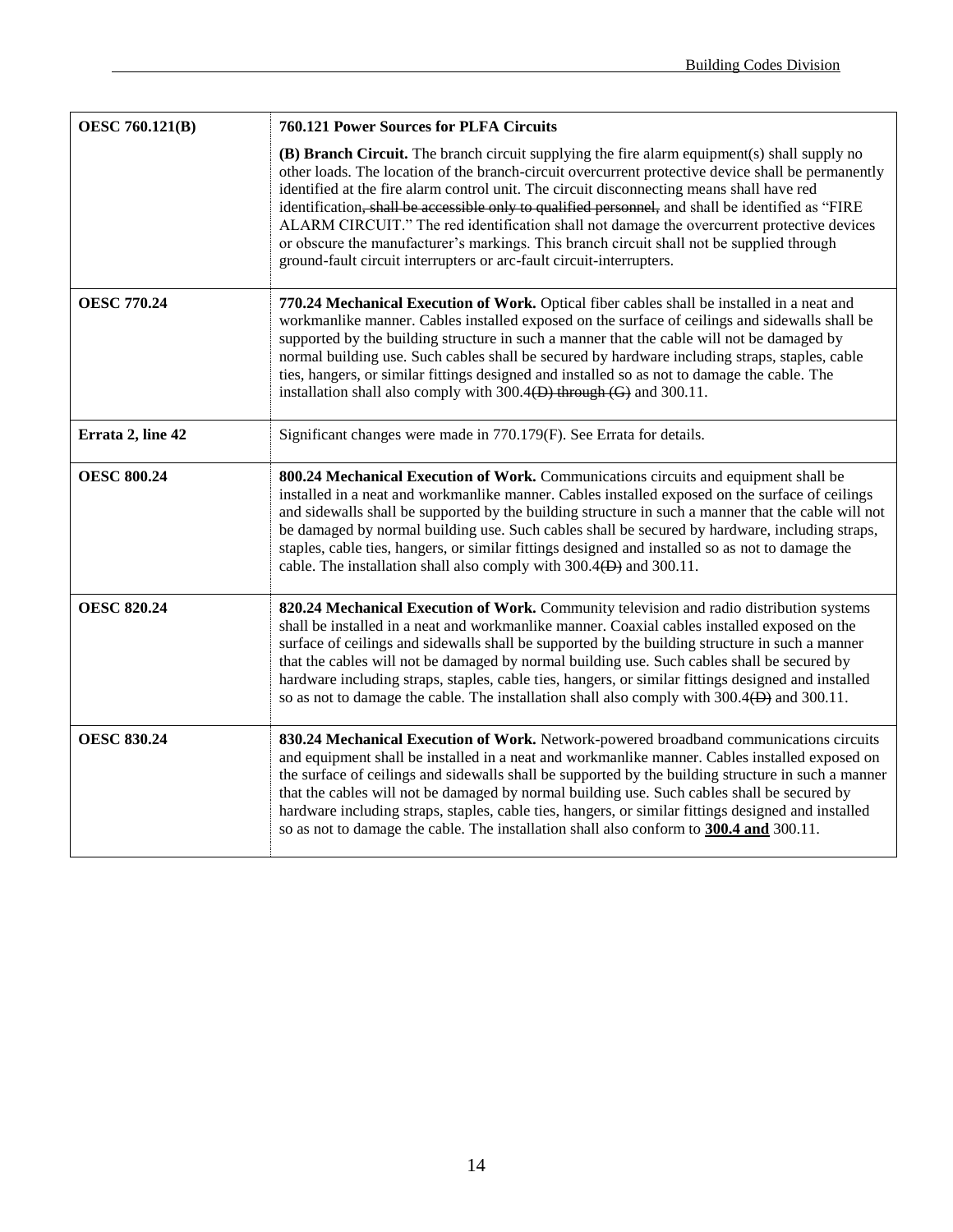| | |
|---|---|
| **OESC 760.121(B)** | **760.121 Power Sources for PLFA Circuits**<br><br>**(B) Branch Circuit.** The branch circuit supplying the fire alarm equipment(s) shall supply no other loads. The location of the branch-circuit overcurrent protective device shall be permanently identified at the fire alarm control unit. The circuit disconnecting means shall have red identification~~, shall be accessible only to qualified personnel,~~ and shall be identified as "FIRE ALARM CIRCUIT." The red identification shall not damage the overcurrent protective devices or obscure the manufacturer's markings. This branch circuit shall not be supplied through ground-fault circuit interrupters or arc-fault circuit-interrupters. |
| **OESC 770.24** | **770.24 Mechanical Execution of Work.** Optical fiber cables shall be installed in a neat and workmanlike manner. Cables installed exposed on the surface of ceilings and sidewalls shall be supported by the building structure in such a manner that the cable will not be damaged by normal building use. Such cables shall be secured by hardware including straps, staples, cable ties, hangers, or similar fittings designed and installed so as not to damage the cable. The installation shall also comply with 300.4~~(D) through (G)~~ and 300.11. |
| **Errata 2, line 42** | Significant changes were made in 770.179(F). See Errata for details. |
| **OESC 800.24** | **800.24 Mechanical Execution of Work.** Communications circuits and equipment shall be installed in a neat and workmanlike manner. Cables installed exposed on the surface of ceilings and sidewalls shall be supported by the building structure in such a manner that the cable will not be damaged by normal building use. Such cables shall be secured by hardware, including straps, staples, cable ties, hangers, or similar fittings designed and installed so as not to damage the cable. The installation shall also comply with 300.4~~(D)~~ and 300.11. |
| **OESC 820.24** | **820.24 Mechanical Execution of Work.** Community television and radio distribution systems shall be installed in a neat and workmanlike manner. Coaxial cables installed exposed on the surface of ceilings and sidewalls shall be supported by the building structure in such a manner that the cables will not be damaged by normal building use. Such cables shall be secured by hardware including straps, staples, cable ties, hangers, or similar fittings designed and installed so as not to damage the cable. The installation shall also comply with 300.4~~(D)~~ and 300.11. |
| **OESC 830.24** | **830.24 Mechanical Execution of Work.** Network-powered broadband communications circuits and equipment shall be installed in a neat and workmanlike manner. Cables installed exposed on the surface of ceilings and sidewalls shall be supported by the building structure in such a manner that the cables will not be damaged by normal building use. Such cables shall be secured by hardware including straps, staples, cable ties, hangers, or similar fittings designed and installed so as not to damage the cable. The installation shall also conform to <u>**300.4 and**</u> 300.11. |